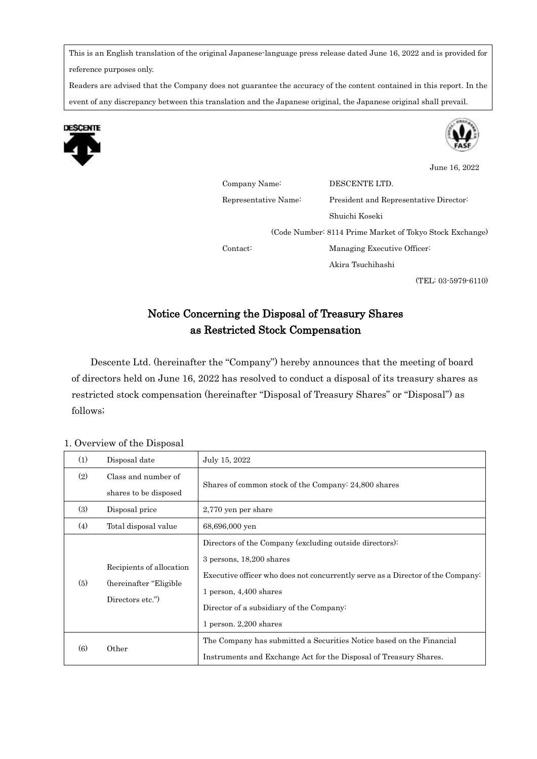This is an English translation of the original Japanese-language press release dated June 16, 2022 and is provided for reference purposes only.

Readers are advised that the Company does not guarantee the accuracy of the content contained in this report. In the event of any discrepancy between this translation and the Japanese original, the Japanese original shall prevail.

June 16, 2022

Company Name: DESCENTE LTD.

Representative Name: President and Representative Director: Shuichi Koseki

(Code Number: 8114 Prime Market of Tokyo Stock Exchange)

Contact: Managing Executive Officer: Akira Tsuchihashi

(TEL: 03-5979-6110)

# Notice Concerning the Disposal of Treasury Shares as Restricted Stock Compensation

Descente Ltd. (hereinafter the "Company") hereby announces that the meeting of board of directors held on June 16, 2022 has resolved to conduct a disposal of its treasury shares as restricted stock compensation (hereinafter "Disposal of Treasury Shares" or "Disposal") as follows;

## 1. Overview of the Disposal

| (1) | Disposal date | July 15, 2022 |
|---|---|---|
| (2) | Class and number of shares to be disposed | Shares of common stock of the Company: 24,800 shares |
| (3) | Disposal price | 2,770 yen per share |
| (4) | Total disposal value | 68,696,000 yen |
| (5) | Recipients of allocation (hereinafter "Eligible Directors etc.") | Directors of the Company (excluding outside directors):<br>3 persons, 18,200 shares<br>Executive officer who does not concurrently serve as a Director of the Company:<br>1 person, 4,400 shares<br>Director of a subsidiary of the Company:<br>1 person. 2,200 shares |
| (6) | Other | The Company has submitted a Securities Notice based on the Financial Instruments and Exchange Act for the Disposal of Treasury Shares. |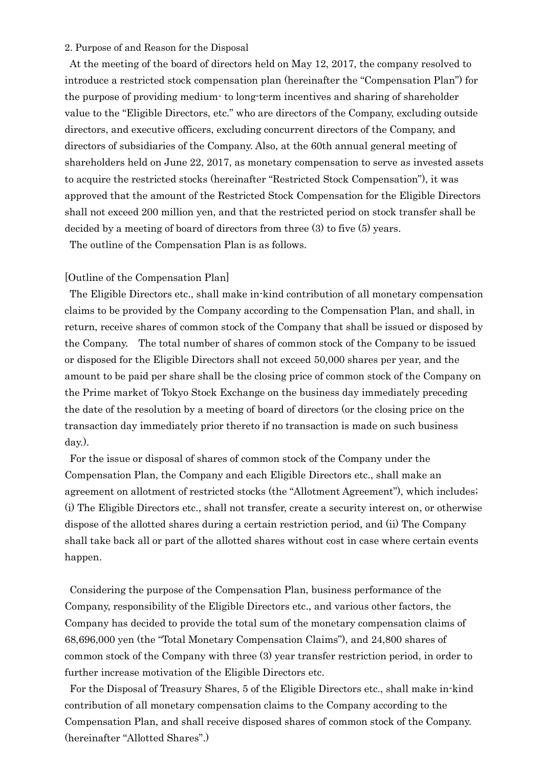## 2. Purpose of and Reason for the Disposal

At the meeting of the board of directors held on May 12, 2017, the company resolved to introduce a restricted stock compensation plan (hereinafter the "Compensation Plan") for the purpose of providing medium- to long-term incentives and sharing of shareholder value to the "Eligible Directors, etc." who are directors of the Company, excluding outside directors, and executive officers, excluding concurrent directors of the Company, and directors of subsidiaries of the Company. Also, at the 60th annual general meeting of shareholders held on June 22, 2017, as monetary compensation to serve as invested assets to acquire the restricted stocks (hereinafter "Restricted Stock Compensation"), it was approved that the amount of the Restricted Stock Compensation for the Eligible Directors shall not exceed 200 million yen, and that the restricted period on stock transfer shall be decided by a meeting of board of directors from three (3) to five (5) years.

The outline of the Compensation Plan is as follows.

[Outline of the Compensation Plan]

The Eligible Directors etc., shall make in-kind contribution of all monetary compensation claims to be provided by the Company according to the Compensation Plan, and shall, in return, receive shares of common stock of the Company that shall be issued or disposed by the Company. The total number of shares of common stock of the Company to be issued or disposed for the Eligible Directors shall not exceed 50,000 shares per year, and the amount to be paid per share shall be the closing price of common stock of the Company on the Prime market of Tokyo Stock Exchange on the business day immediately preceding the date of the resolution by a meeting of board of directors (or the closing price on the transaction day immediately prior thereto if no transaction is made on such business day.).

For the issue or disposal of shares of common stock of the Company under the Compensation Plan, the Company and each Eligible Directors etc., shall make an agreement on allotment of restricted stocks (the "Allotment Agreement"), which includes; (i) The Eligible Directors etc., shall not transfer, create a security interest on, or otherwise dispose of the allotted shares during a certain restriction period, and (ii) The Company shall take back all or part of the allotted shares without cost in case where certain events happen.

Considering the purpose of the Compensation Plan, business performance of the Company, responsibility of the Eligible Directors etc., and various other factors, the Company has decided to provide the total sum of the monetary compensation claims of 68,696,000 yen (the "Total Monetary Compensation Claims"), and 24,800 shares of common stock of the Company with three (3) year transfer restriction period, in order to further increase motivation of the Eligible Directors etc.

For the Disposal of Treasury Shares, 5 of the Eligible Directors etc., shall make in-kind contribution of all monetary compensation claims to the Company according to the Compensation Plan, and shall receive disposed shares of common stock of the Company. (hereinafter "Allotted Shares".)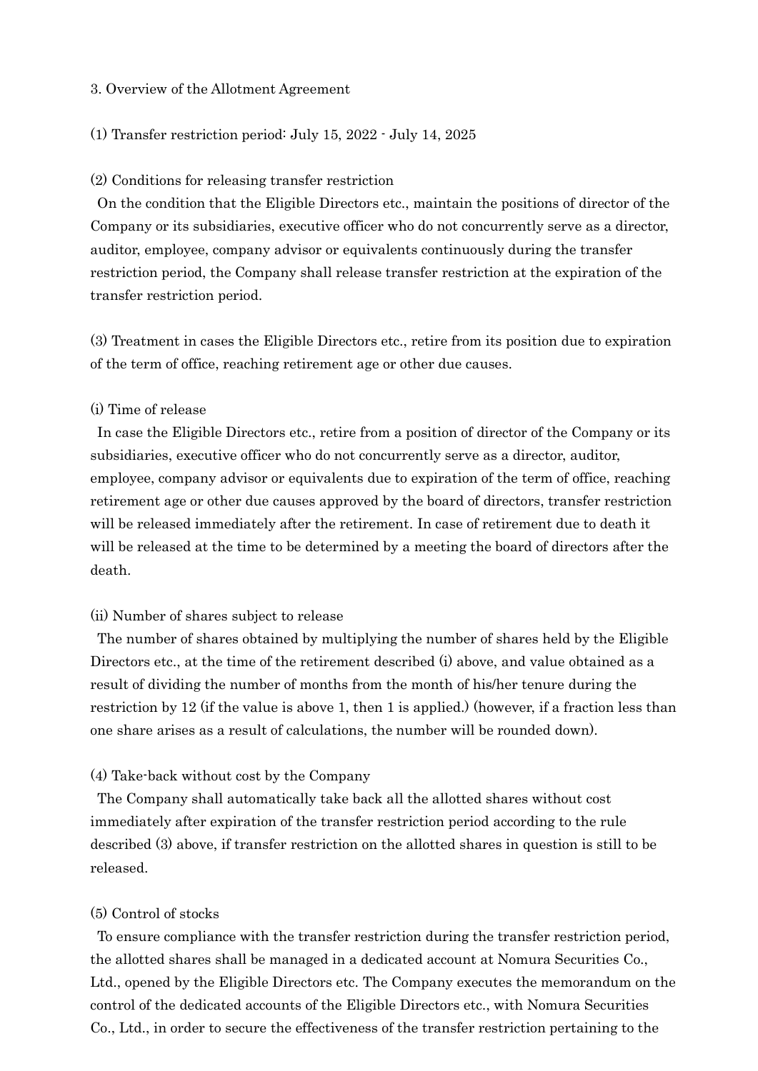## 3. Overview of the Allotment Agreement

(1) Transfer restriction period: July 15, 2022 - July 14, 2025

(2) Conditions for releasing transfer restriction

On the condition that the Eligible Directors etc., maintain the positions of director of the Company or its subsidiaries, executive officer who do not concurrently serve as a director, auditor, employee, company advisor or equivalents continuously during the transfer restriction period, the Company shall release transfer restriction at the expiration of the transfer restriction period.

(3) Treatment in cases the Eligible Directors etc., retire from its position due to expiration of the term of office, reaching retirement age or other due causes.

(i) Time of release

In case the Eligible Directors etc., retire from a position of director of the Company or its subsidiaries, executive officer who do not concurrently serve as a director, auditor, employee, company advisor or equivalents due to expiration of the term of office, reaching retirement age or other due causes approved by the board of directors, transfer restriction will be released immediately after the retirement. In case of retirement due to death it will be released at the time to be determined by a meeting the board of directors after the death.

(ii) Number of shares subject to release

The number of shares obtained by multiplying the number of shares held by the Eligible Directors etc., at the time of the retirement described (i) above, and value obtained as a result of dividing the number of months from the month of his/her tenure during the restriction by 12 (if the value is above 1, then 1 is applied.) (however, if a fraction less than one share arises as a result of calculations, the number will be rounded down).

(4) Take-back without cost by the Company

The Company shall automatically take back all the allotted shares without cost immediately after expiration of the transfer restriction period according to the rule described (3) above, if transfer restriction on the allotted shares in question is still to be released.

(5) Control of stocks

To ensure compliance with the transfer restriction during the transfer restriction period, the allotted shares shall be managed in a dedicated account at Nomura Securities Co., Ltd., opened by the Eligible Directors etc. The Company executes the memorandum on the control of the dedicated accounts of the Eligible Directors etc., with Nomura Securities Co., Ltd., in order to secure the effectiveness of the transfer restriction pertaining to the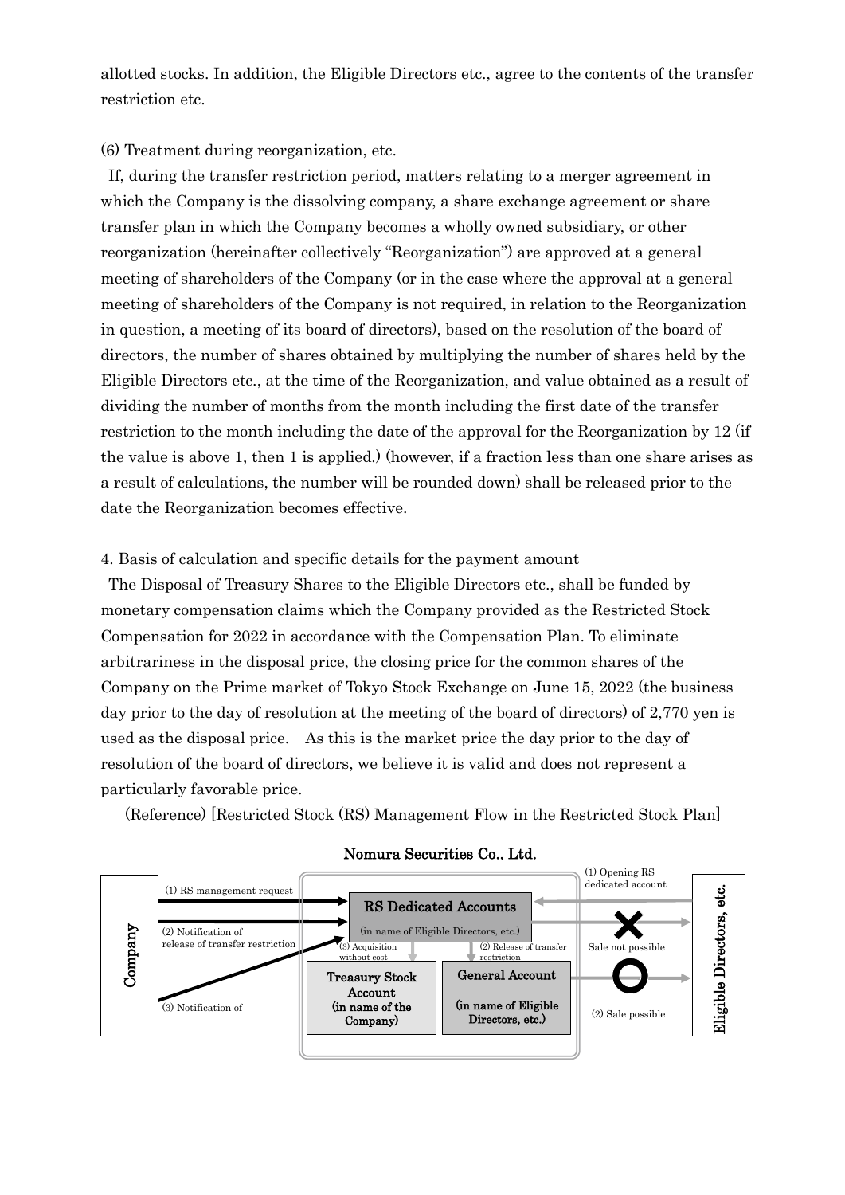allotted stocks. In addition, the Eligible Directors etc., agree to the contents of the transfer restriction etc.

(6) Treatment during reorganization, etc.

If, during the transfer restriction period, matters relating to a merger agreement in which the Company is the dissolving company, a share exchange agreement or share transfer plan in which the Company becomes a wholly owned subsidiary, or other reorganization (hereinafter collectively "Reorganization") are approved at a general meeting of shareholders of the Company (or in the case where the approval at a general meeting of shareholders of the Company is not required, in relation to the Reorganization in question, a meeting of its board of directors), based on the resolution of the board of directors, the number of shares obtained by multiplying the number of shares held by the Eligible Directors etc., at the time of the Reorganization, and value obtained as a result of dividing the number of months from the month including the first date of the transfer restriction to the month including the date of the approval for the Reorganization by 12 (if the value is above 1, then 1 is applied.) (however, if a fraction less than one share arises as a result of calculations, the number will be rounded down) shall be released prior to the date the Reorganization becomes effective.

4. Basis of calculation and specific details for the payment amount

The Disposal of Treasury Shares to the Eligible Directors etc., shall be funded by monetary compensation claims which the Company provided as the Restricted Stock Compensation for 2022 in accordance with the Compensation Plan. To eliminate arbitrariness in the disposal price, the closing price for the common shares of the Company on the Prime market of Tokyo Stock Exchange on June 15, 2022 (the business day prior to the day of resolution at the meeting of the board of directors) of 2,770 yen is used as the disposal price. As this is the market price the day prior to the day of resolution of the board of directors, we believe it is valid and does not represent a particularly favorable price.

(Reference) [Restricted Stock (RS) Management Flow in the Restricted Stock Plan]

Nomura Securities Co., Ltd.

Company

(1) RS management request

(2) Notification of release of transfer restriction

(3) Notification of

RS Dedicated Accounts

(in name of Eligible Directors, etc.)

(3) Acquisition without cost

(2) Release of transfer restriction

Treasury Stock Account (in name of the Company)

General Account (in name of Eligible Directors, etc.)

(1) Opening RS dedicated account

Sale not possible

(2) Sale possible

Eligible Directors, etc.